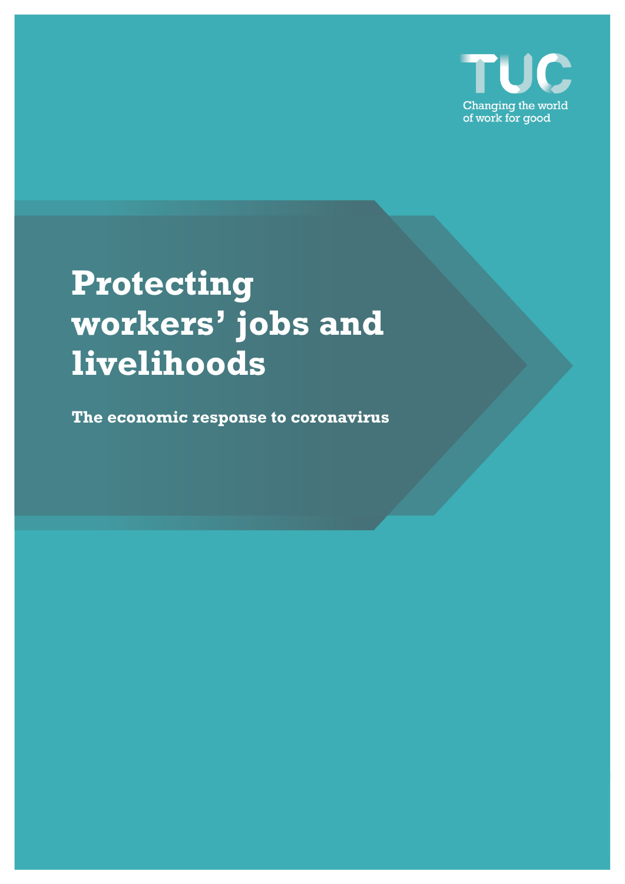TUC

Changing the world of work for good

# Protecting workers' jobs and livelihoods

**The economic response to coronavirus**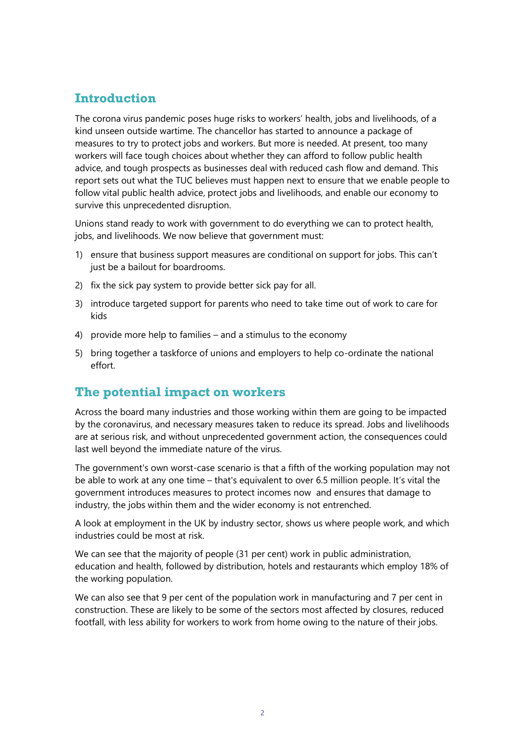## Introduction

The corona virus pandemic poses huge risks to workers' health, jobs and livelihoods, of a kind unseen outside wartime. The chancellor has started to announce a package of measures to try to protect jobs and workers. But more is needed. At present, too many workers will face tough choices about whether they can afford to follow public health advice, and tough prospects as businesses deal with reduced cash flow and demand. This report sets out what the TUC believes must happen next to ensure that we enable people to follow vital public health advice, protect jobs and livelihoods, and enable our economy to survive this unprecedented disruption.

Unions stand ready to work with government to do everything we can to protect health, jobs, and livelihoods. We now believe that government must:

1) ensure that business support measures are conditional on support for jobs. This can't just be a bailout for boardrooms.
2) fix the sick pay system to provide better sick pay for all.
3) introduce targeted support for parents who need to take time out of work to care for kids
4) provide more help to families – and a stimulus to the economy
5) bring together a taskforce of unions and employers to help co-ordinate the national effort.

## The potential impact on workers

Across the board many industries and those working within them are going to be impacted by the coronavirus, and necessary measures taken to reduce its spread. Jobs and livelihoods are at serious risk, and without unprecedented government action, the consequences could last well beyond the immediate nature of the virus.

The government's own worst-case scenario is that a fifth of the working population may not be able to work at any one time – that's equivalent to over 6.5 million people. It's vital the government introduces measures to protect incomes now and ensures that damage to industry, the jobs within them and the wider economy is not entrenched.

A look at employment in the UK by industry sector, shows us where people work, and which industries could be most at risk.

We can see that the majority of people (31 per cent) work in public administration, education and health, followed by distribution, hotels and restaurants which employ 18% of the working population.

We can also see that 9 per cent of the population work in manufacturing and 7 per cent in construction. These are likely to be some of the sectors most affected by closures, reduced footfall, with less ability for workers to work from home owing to the nature of their jobs.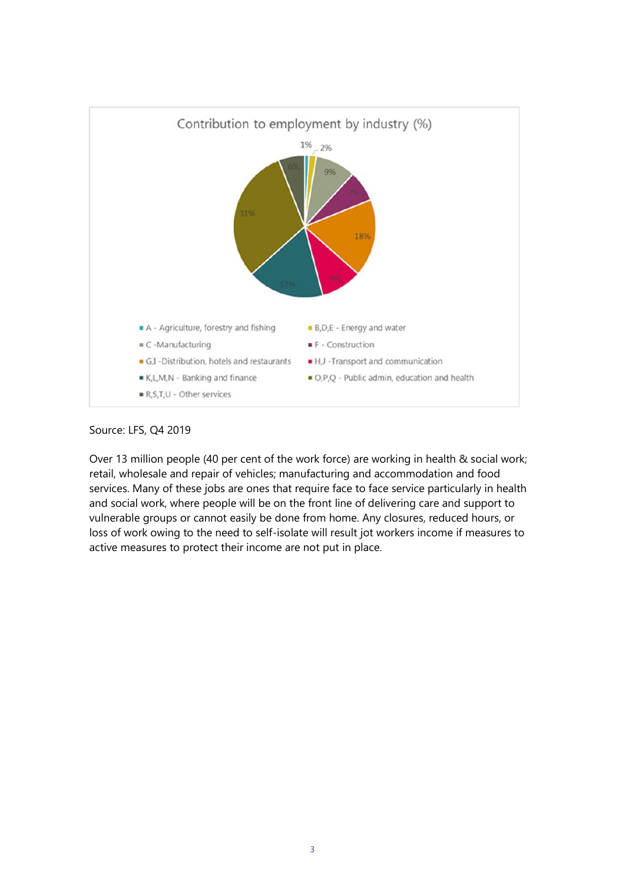Contribution to employment by industry (%)

1%
2%
9%
7%
18%
9%
17%
31%
6%

A - Agriculture, forestry and fishing
B,D,E - Energy and water
C -Manufacturing
F - Construction
G,I -Distribution, hotels and restaurants
H,J -Transport and communication
K,L,M,N - Banking and finance
O,P,Q - Public admin, education and health
R,S,T,U - Other services

Source: LFS, Q4 2019

Over 13 million people (40 per cent of the work force) are working in health & social work; retail, wholesale and repair of vehicles; manufacturing and accommodation and food services. Many of these jobs are ones that require face to face service particularly in health and social work, where people will be on the front line of delivering care and support to vulnerable groups or cannot easily be done from home. Any closures, reduced hours, or loss of work owing to the need to self-isolate will result jot workers income if measures to active measures to protect their income are not put in place.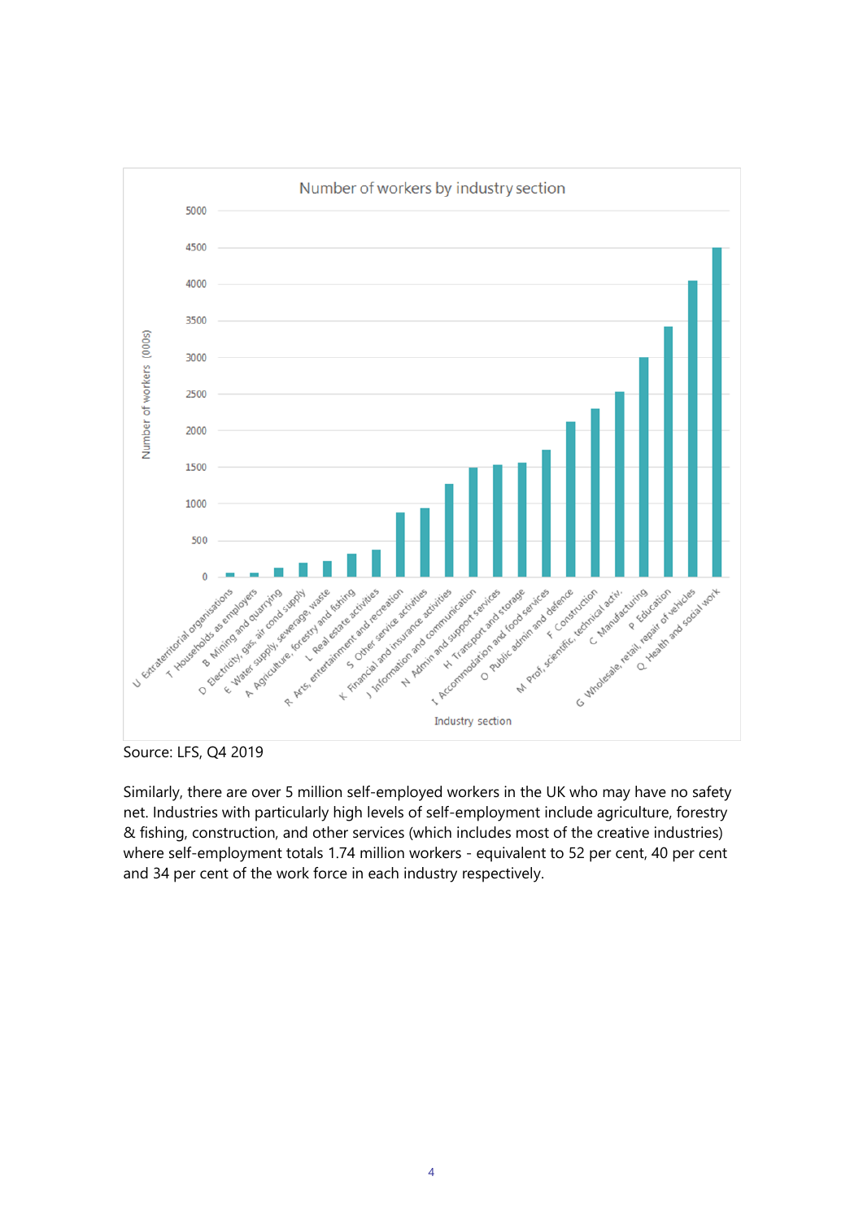Number of workers by industry section

Number of workers (000s)

5000
4500
4000
3500
3000
2500
2000
1500
1000
500
0

U Extraterritorial organisations
T Households as employers
B Mining and quarrying
D Electricity, gas, air cond supply
E Water supply, sewerage, waste
A Agriculture, forestry and fishing
L Real estate activities
R Arts, entertainment and recreation
S Other service activities
K Financial and insurance activities
J Information and communication
N Admin and support services
H Transport and storage
I Accommodation and food services
O Public admin and defence
F Construction
M Prof, scientific, technical activ.
C Manufacturing
P Education
G Wholesale, retail, repair of vehicles
Q Health and social work

Industry section

Source: LFS, Q4 2019

Similarly, there are over 5 million self-employed workers in the UK who may have no safety net. Industries with particularly high levels of self-employment include agriculture, forestry & fishing, construction, and other services (which includes most of the creative industries) where self-employment totals 1.74 million workers - equivalent to 52 per cent, 40 per cent and 34 per cent of the work force in each industry respectively.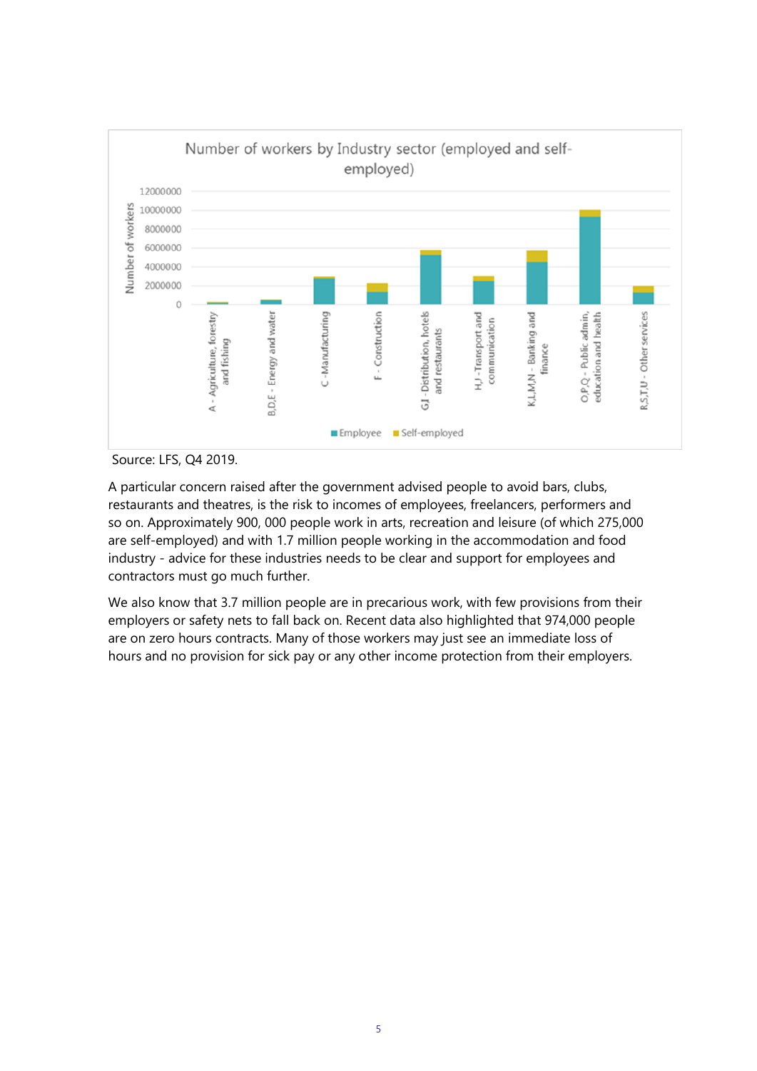Number of workers by Industry sector (employed and self-employed)

Number of workers

12000000
10000000
8000000
6000000
4000000
2000000
0

A - Agriculture, forestry and fishing
B,D,E - Energy and water
C - Manufacturing
F - Construction
G,I - Distribution, hotels and restaurants
H,J - Transport and communication
K,L,M,N - Banking and finance
O,P,Q - Public admin, education and health
R,S,T,U - Other services

Employee
Self-employed

Source: LFS, Q4 2019.

A particular concern raised after the government advised people to avoid bars, clubs, restaurants and theatres, is the risk to incomes of employees, freelancers, performers and so on. Approximately 900, 000 people work in arts, recreation and leisure (of which 275,000 are self-employed) and with 1.7 million people working in the accommodation and food industry - advice for these industries needs to be clear and support for employees and contractors must go much further.

We also know that 3.7 million people are in precarious work, with few provisions from their employers or safety nets to fall back on. Recent data also highlighted that 974,000 people are on zero hours contracts. Many of those workers may just see an immediate loss of hours and no provision for sick pay or any other income protection from their employers.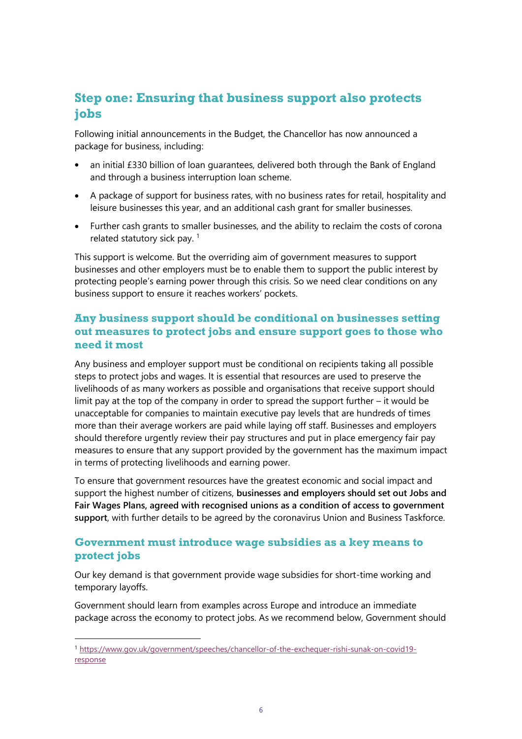## Step one: Ensuring that business support also protects jobs

Following initial announcements in the Budget, the Chancellor has now announced a package for business, including:

- an initial £330 billion of loan guarantees, delivered both through the Bank of England and through a business interruption loan scheme.
- A package of support for business rates, with no business rates for retail, hospitality and leisure businesses this year, and an additional cash grant for smaller businesses.
- Further cash grants to smaller businesses, and the ability to reclaim the costs of corona related statutory sick pay. [1]

This support is welcome. But the overriding aim of government measures to support businesses and other employers must be to enable them to support the public interest by protecting people's earning power through this crisis. So we need clear conditions on any business support to ensure it reaches workers' pockets.

### Any business support should be conditional on businesses setting out measures to protect jobs and ensure support goes to those who need it most

Any business and employer support must be conditional on recipients taking all possible steps to protect jobs and wages. It is essential that resources are used to preserve the livelihoods of as many workers as possible and organisations that receive support should limit pay at the top of the company in order to spread the support further – it would be unacceptable for companies to maintain executive pay levels that are hundreds of times more than their average workers are paid while laying off staff. Businesses and employers should therefore urgently review their pay structures and put in place emergency fair pay measures to ensure that any support provided by the government has the maximum impact in terms of protecting livelihoods and earning power.

To ensure that government resources have the greatest economic and social impact and support the highest number of citizens, **businesses and employers should set out Jobs and Fair Wages Plans, agreed with recognised unions as a condition of access to government support**, with further details to be agreed by the coronavirus Union and Business Taskforce.

### Government must introduce wage subsidies as a key means to protect jobs

Our key demand is that government provide wage subsidies for short-time working and temporary layoffs.

Government should learn from examples across Europe and introduce an immediate package across the economy to protect jobs. As we recommend below, Government should

[1] https://www.gov.uk/government/speeches/chancellor-of-the-exchequer-rishi-sunak-on-covid19-response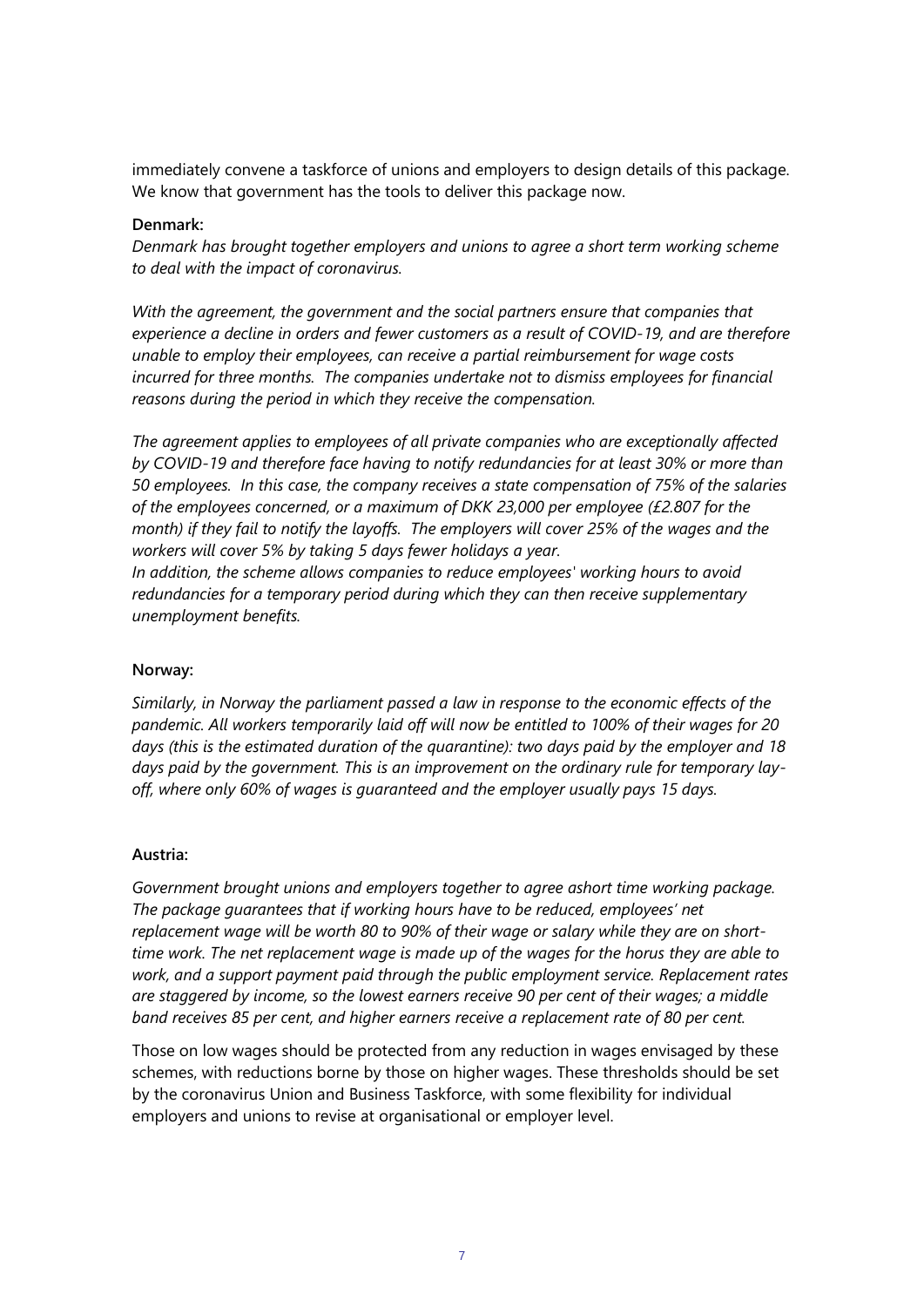immediately convene a taskforce of unions and employers to design details of this package. We know that government has the tools to deliver this package now.

**Denmark:**

*Denmark has brought together employers and unions to agree a short term working scheme to deal with the impact of coronavirus.*

*With the agreement, the government and the social partners ensure that companies that experience a decline in orders and fewer customers as a result of COVID-19, and are therefore unable to employ their employees, can receive a partial reimbursement for wage costs incurred for three months. The companies undertake not to dismiss employees for financial reasons during the period in which they receive the compensation.*

*The agreement applies to employees of all private companies who are exceptionally affected by COVID-19 and therefore face having to notify redundancies for at least 30% or more than 50 employees. In this case, the company receives a state compensation of 75% of the salaries of the employees concerned, or a maximum of DKK 23,000 per employee (£2.807 for the month) if they fail to notify the layoffs. The employers will cover 25% of the wages and the workers will cover 5% by taking 5 days fewer holidays a year.*
*In addition, the scheme allows companies to reduce employees' working hours to avoid redundancies for a temporary period during which they can then receive supplementary unemployment benefits.*

**Norway:**

*Similarly, in Norway the parliament passed a law in response to the economic effects of the pandemic. All workers temporarily laid off will now be entitled to 100% of their wages for 20 days (this is the estimated duration of the quarantine): two days paid by the employer and 18 days paid by the government. This is an improvement on the ordinary rule for temporary lay-off, where only 60% of wages is guaranteed and the employer usually pays 15 days.*

**Austria:**

*Government brought unions and employers together to agree ashort time working package. The package guarantees that if working hours have to be reduced, employees' net replacement wage will be worth 80 to 90% of their wage or salary while they are on short-time work. The net replacement wage is made up of the wages for the horus they are able to work, and a support payment paid through the public employment service. Replacement rates are staggered by income, so the lowest earners receive 90 per cent of their wages; a middle band receives 85 per cent, and higher earners receive a replacement rate of 80 per cent.*

Those on low wages should be protected from any reduction in wages envisaged by these schemes, with reductions borne by those on higher wages. These thresholds should be set by the coronavirus Union and Business Taskforce, with some flexibility for individual employers and unions to revise at organisational or employer level.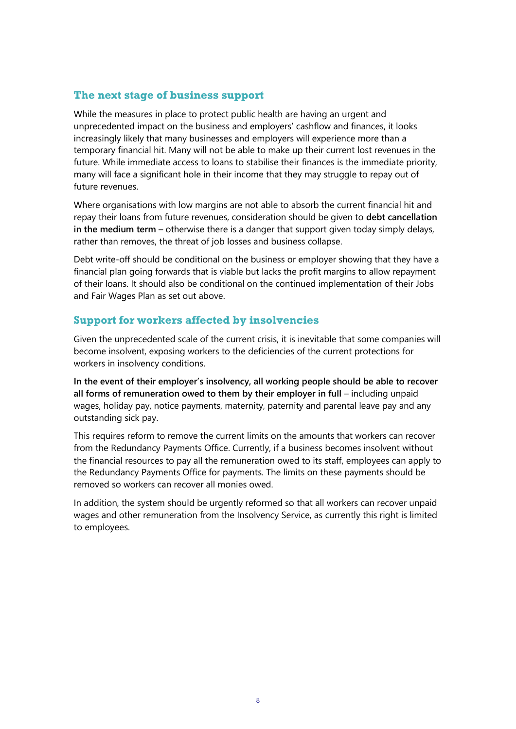## The next stage of business support

While the measures in place to protect public health are having an urgent and unprecedented impact on the business and employers' cashflow and finances, it looks increasingly likely that many businesses and employers will experience more than a temporary financial hit. Many will not be able to make up their current lost revenues in the future. While immediate access to loans to stabilise their finances is the immediate priority, many will face a significant hole in their income that they may struggle to repay out of future revenues.

Where organisations with low margins are not able to absorb the current financial hit and repay their loans from future revenues, consideration should be given to **debt cancellation in the medium term** – otherwise there is a danger that support given today simply delays, rather than removes, the threat of job losses and business collapse.

Debt write-off should be conditional on the business or employer showing that they have a financial plan going forwards that is viable but lacks the profit margins to allow repayment of their loans. It should also be conditional on the continued implementation of their Jobs and Fair Wages Plan as set out above.

## Support for workers affected by insolvencies

Given the unprecedented scale of the current crisis, it is inevitable that some companies will become insolvent, exposing workers to the deficiencies of the current protections for workers in insolvency conditions.

**In the event of their employer's insolvency, all working people should be able to recover all forms of remuneration owed to them by their employer in full** – including unpaid wages, holiday pay, notice payments, maternity, paternity and parental leave pay and any outstanding sick pay.

This requires reform to remove the current limits on the amounts that workers can recover from the Redundancy Payments Office. Currently, if a business becomes insolvent without the financial resources to pay all the remuneration owed to its staff, employees can apply to the Redundancy Payments Office for payments. The limits on these payments should be removed so workers can recover all monies owed.

In addition, the system should be urgently reformed so that all workers can recover unpaid wages and other remuneration from the Insolvency Service, as currently this right is limited to employees.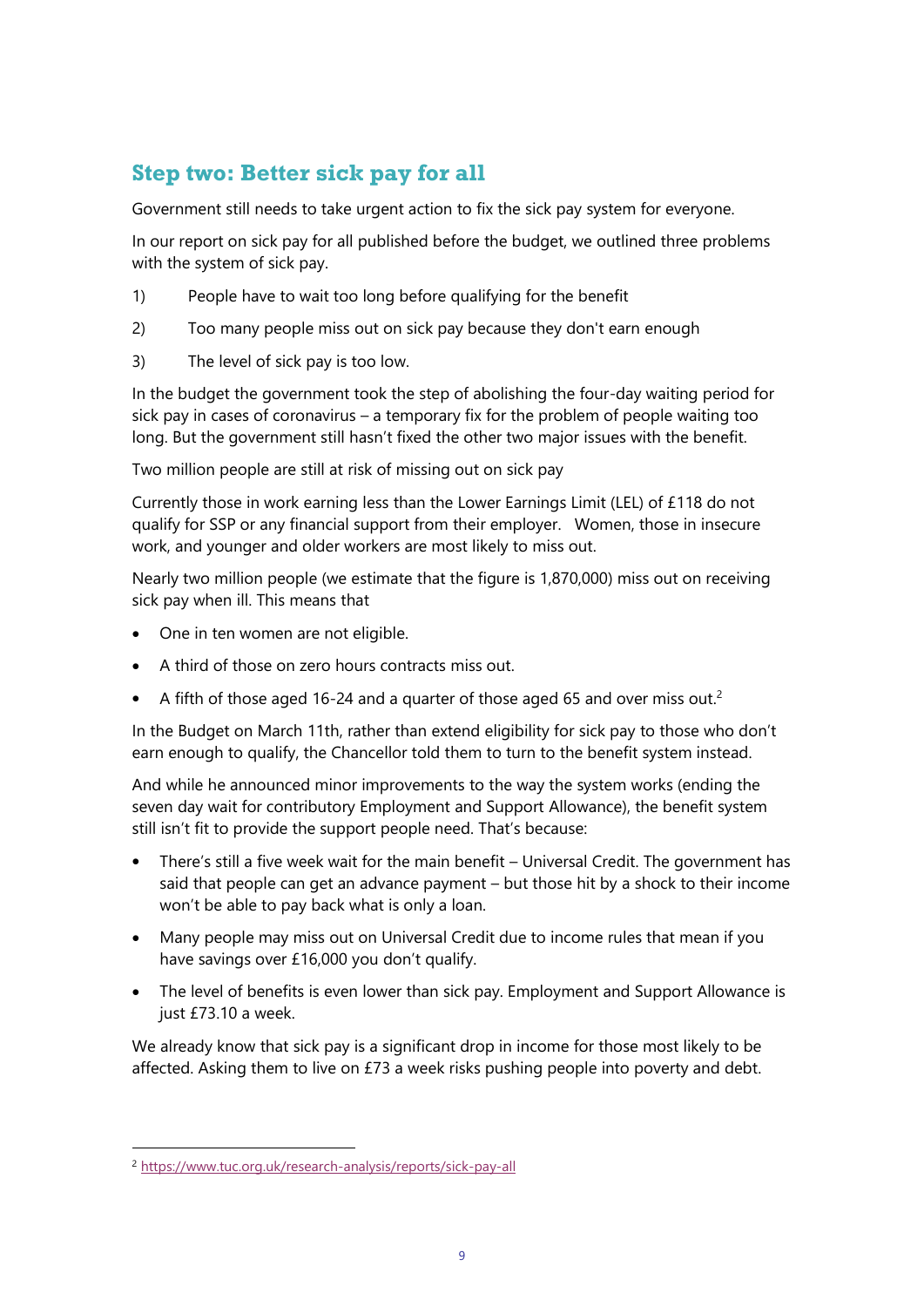## Step two: Better sick pay for all

Government still needs to take urgent action to fix the sick pay system for everyone.

In our report on sick pay for all published before the budget, we outlined three problems with the system of sick pay.

1) People have to wait too long before qualifying for the benefit
2) Too many people miss out on sick pay because they don't earn enough
3) The level of sick pay is too low.

In the budget the government took the step of abolishing the four-day waiting period for sick pay in cases of coronavirus – a temporary fix for the problem of people waiting too long. But the government still hasn't fixed the other two major issues with the benefit.

Two million people are still at risk of missing out on sick pay

Currently those in work earning less than the Lower Earnings Limit (LEL) of £118 do not qualify for SSP or any financial support from their employer. Women, those in insecure work, and younger and older workers are most likely to miss out.

Nearly two million people (we estimate that the figure is 1,870,000) miss out on receiving sick pay when ill. This means that

- One in ten women are not eligible.
- A third of those on zero hours contracts miss out.
- A fifth of those aged 16-24 and a quarter of those aged 65 and over miss out.[2]

In the Budget on March 11th, rather than extend eligibility for sick pay to those who don't earn enough to qualify, the Chancellor told them to turn to the benefit system instead.

And while he announced minor improvements to the way the system works (ending the seven day wait for contributory Employment and Support Allowance), the benefit system still isn't fit to provide the support people need. That's because:

- There's still a five week wait for the main benefit – Universal Credit. The government has said that people can get an advance payment – but those hit by a shock to their income won't be able to pay back what is only a loan.
- Many people may miss out on Universal Credit due to income rules that mean if you have savings over £16,000 you don't qualify.
- The level of benefits is even lower than sick pay. Employment and Support Allowance is just £73.10 a week.

We already know that sick pay is a significant drop in income for those most likely to be affected. Asking them to live on £73 a week risks pushing people into poverty and debt.

[2] https://www.tuc.org.uk/research-analysis/reports/sick-pay-all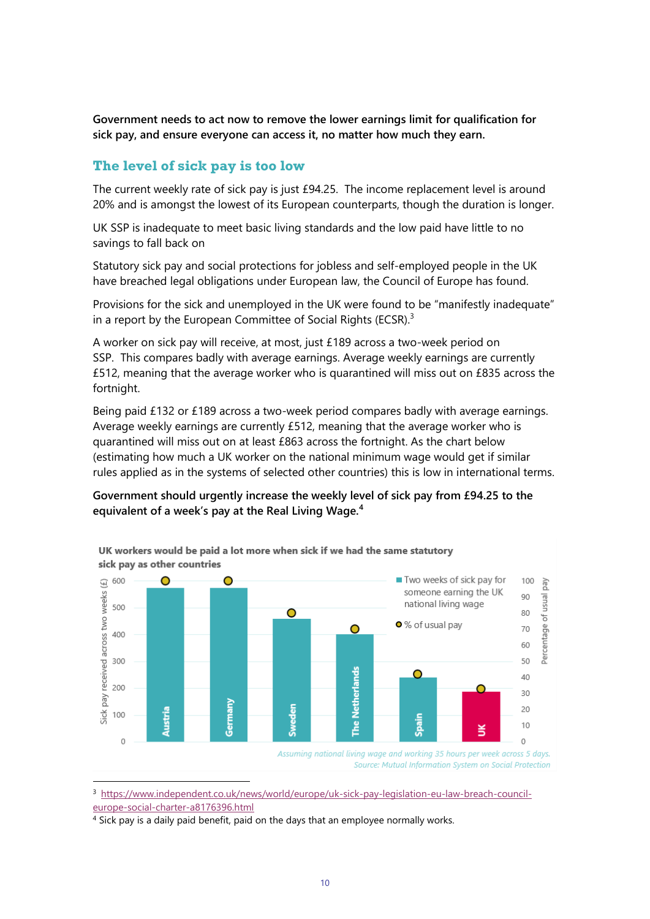**Government needs to act now to remove the lower earnings limit for qualification for sick pay, and ensure everyone can access it, no matter how much they earn.**

## The level of sick pay is too low

The current weekly rate of sick pay is just £94.25. The income replacement level is around 20% and is amongst the lowest of its European counterparts, though the duration is longer.

UK SSP is inadequate to meet basic living standards and the low paid have little to no savings to fall back on

Statutory sick pay and social protections for jobless and self-employed people in the UK have breached legal obligations under European law, the Council of Europe has found.

Provisions for the sick and unemployed in the UK were found to be "manifestly inadequate" in a report by the European Committee of Social Rights (ECSR).[3]

A worker on sick pay will receive, at most, just £189 across a two-week period on SSP. This compares badly with average earnings. Average weekly earnings are currently £512, meaning that the average worker who is quarantined will miss out on £835 across the fortnight.

Being paid £132 or £189 across a two-week period compares badly with average earnings. Average weekly earnings are currently £512, meaning that the average worker who is quarantined will miss out on at least £863 across the fortnight. As the chart below (estimating how much a UK worker on the national minimum wage would get if similar rules applied as in the systems of selected other countries) this is low in international terms.

**Government should urgently increase the weekly level of sick pay from £94.25 to the equivalent of a week's pay at the Real Living Wage.[4]**

UK workers would be paid a lot more when sick if we had the same statutory sick pay as other countries

Sick pay received across two weeks (£)
600
500
400
300
200
100
0

Percentage of usual pay
100
90
80
70
60
50
40
30
20
10
0

Two weeks of sick pay for someone earning the UK national living wage
% of usual pay

Austria
Germany
Sweden
The Netherlands
Spain
UK

*Assuming national living wage and working 35 hours per week across 5 days.*
*Source: Mutual Information System on Social Protection*

---

[3] https://www.independent.co.uk/news/world/europe/uk-sick-pay-legislation-eu-law-breach-council-europe-social-charter-a8176396.html

[4] Sick pay is a daily paid benefit, paid on the days that an employee normally works.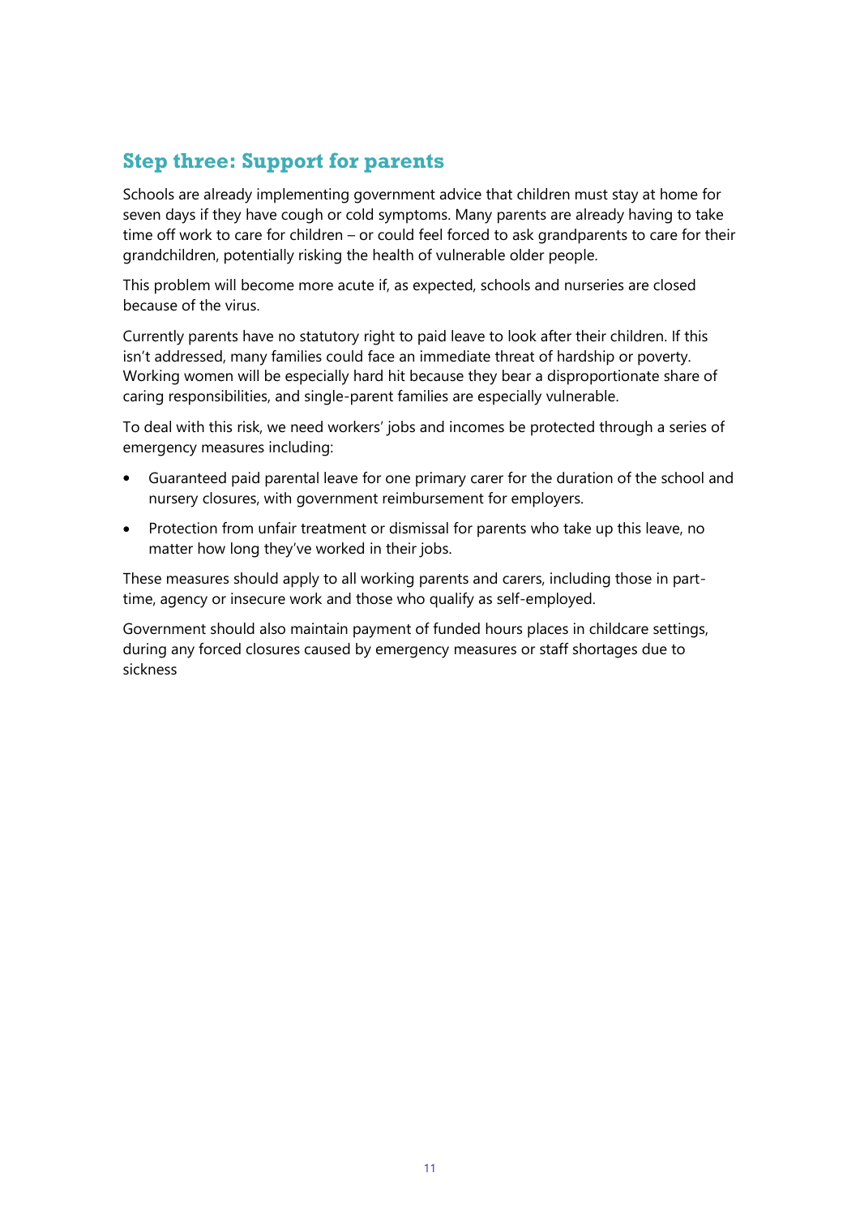## Step three: Support for parents

Schools are already implementing government advice that children must stay at home for seven days if they have cough or cold symptoms. Many parents are already having to take time off work to care for children – or could feel forced to ask grandparents to care for their grandchildren, potentially risking the health of vulnerable older people.

This problem will become more acute if, as expected, schools and nurseries are closed because of the virus.

Currently parents have no statutory right to paid leave to look after their children. If this isn't addressed, many families could face an immediate threat of hardship or poverty. Working women will be especially hard hit because they bear a disproportionate share of caring responsibilities, and single-parent families are especially vulnerable.

To deal with this risk, we need workers' jobs and incomes be protected through a series of emergency measures including:

- Guaranteed paid parental leave for one primary carer for the duration of the school and nursery closures, with government reimbursement for employers.
- Protection from unfair treatment or dismissal for parents who take up this leave, no matter how long they've worked in their jobs.

These measures should apply to all working parents and carers, including those in part-time, agency or insecure work and those who qualify as self-employed.

Government should also maintain payment of funded hours places in childcare settings, during any forced closures caused by emergency measures or staff shortages due to sickness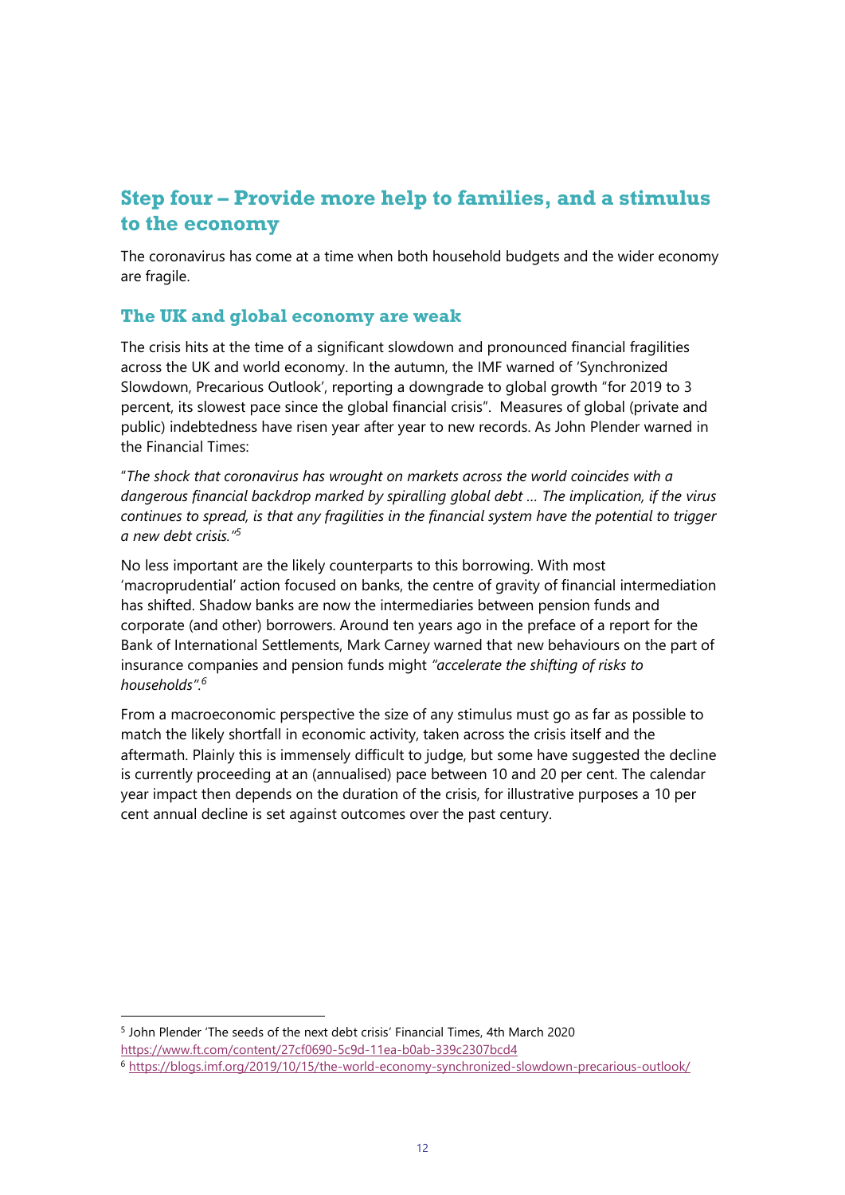## Step four – Provide more help to families, and a stimulus to the economy

The coronavirus has come at a time when both household budgets and the wider economy are fragile.

### The UK and global economy are weak

The crisis hits at the time of a significant slowdown and pronounced financial fragilities across the UK and world economy. In the autumn, the IMF warned of 'Synchronized Slowdown, Precarious Outlook', reporting a downgrade to global growth "for 2019 to 3 percent, its slowest pace since the global financial crisis". Measures of global (private and public) indebtedness have risen year after year to new records. As John Plender warned in the Financial Times:

"*The shock that coronavirus has wrought on markets across the world coincides with a dangerous financial backdrop marked by spiralling global debt … The implication, if the virus continues to spread, is that any fragilities in the financial system have the potential to trigger a new debt crisis."*[5]

No less important are the likely counterparts to this borrowing. With most 'macroprudential' action focused on banks, the centre of gravity of financial intermediation has shifted. Shadow banks are now the intermediaries between pension funds and corporate (and other) borrowers. Around ten years ago in the preface of a report for the Bank of International Settlements, Mark Carney warned that new behaviours on the part of insurance companies and pension funds might *"accelerate the shifting of risks to households".*[6]

From a macroeconomic perspective the size of any stimulus must go as far as possible to match the likely shortfall in economic activity, taken across the crisis itself and the aftermath. Plainly this is immensely difficult to judge, but some have suggested the decline is currently proceeding at an (annualised) pace between 10 and 20 per cent. The calendar year impact then depends on the duration of the crisis, for illustrative purposes a 10 per cent annual decline is set against outcomes over the past century.

---

[5] John Plender 'The seeds of the next debt crisis' Financial Times, 4th March 2020 https://www.ft.com/content/27cf0690-5c9d-11ea-b0ab-339c2307bcd4

[6] https://blogs.imf.org/2019/10/15/the-world-economy-synchronized-slowdown-precarious-outlook/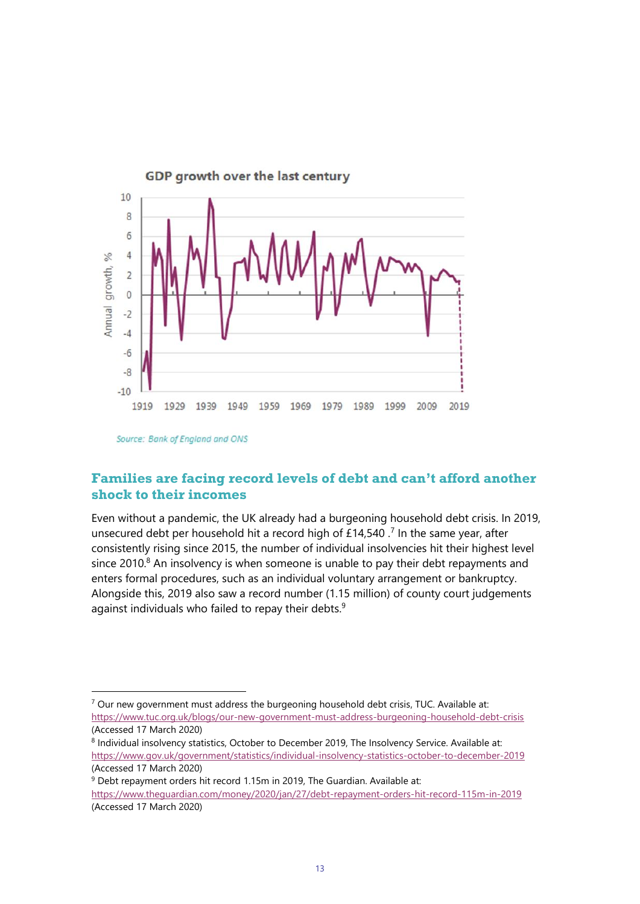GDP growth over the last century

Annual growth, %

10
8
6
4
2
0
-2
-4
-6
-8
-10

1919 1929 1939 1949 1959 1969 1979 1989 1999 2009 2019

Source: Bank of England and ONS

## Families are facing record levels of debt and can't afford another shock to their incomes

Even without a pandemic, the UK already had a burgeoning household debt crisis. In 2019, unsecured debt per household hit a record high of £14,540 .[7] In the same year, after consistently rising since 2015, the number of individual insolvencies hit their highest level since 2010.[8] An insolvency is when someone is unable to pay their debt repayments and enters formal procedures, such as an individual voluntary arrangement or bankruptcy. Alongside this, 2019 also saw a record number (1.15 million) of county court judgements against individuals who failed to repay their debts.[9]

---

[7] Our new government must address the burgeoning household debt crisis, TUC. Available at: https://www.tuc.org.uk/blogs/our-new-government-must-address-burgeoning-household-debt-crisis (Accessed 17 March 2020)

[8] Individual insolvency statistics, October to December 2019, The Insolvency Service. Available at: https://www.gov.uk/government/statistics/individual-insolvency-statistics-october-to-december-2019 (Accessed 17 March 2020)

[9] Debt repayment orders hit record 1.15m in 2019, The Guardian. Available at: https://www.theguardian.com/money/2020/jan/27/debt-repayment-orders-hit-record-115m-in-2019 (Accessed 17 March 2020)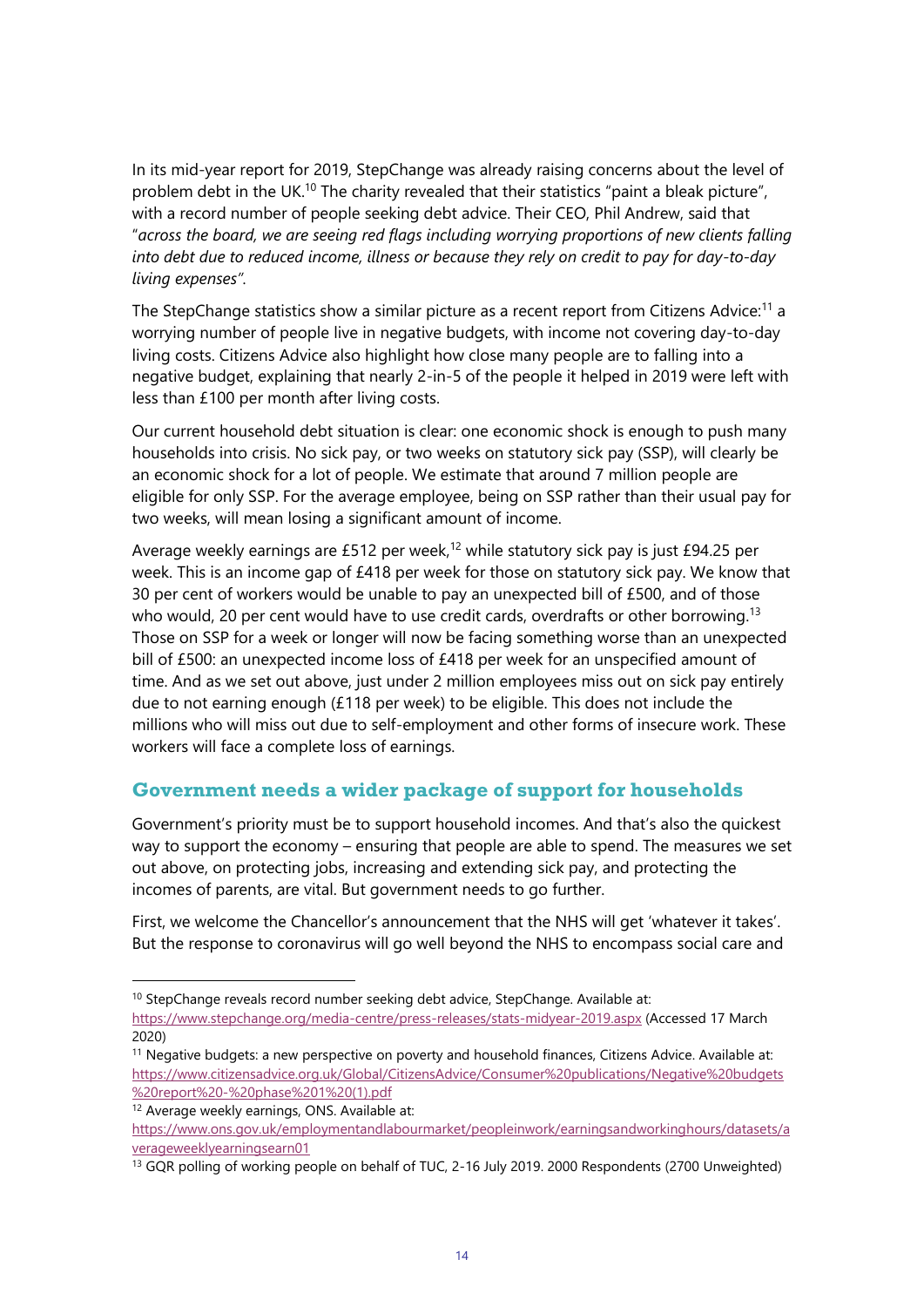In its mid-year report for 2019, StepChange was already raising concerns about the level of problem debt in the UK.[10] The charity revealed that their statistics "paint a bleak picture", with a record number of people seeking debt advice. Their CEO, Phil Andrew, said that "*across the board, we are seeing red flags including worrying proportions of new clients falling into debt due to reduced income, illness or because they rely on credit to pay for day-to-day living expenses*".

The StepChange statistics show a similar picture as a recent report from Citizens Advice:[11] a worrying number of people live in negative budgets, with income not covering day-to-day living costs. Citizens Advice also highlight how close many people are to falling into a negative budget, explaining that nearly 2-in-5 of the people it helped in 2019 were left with less than £100 per month after living costs.

Our current household debt situation is clear: one economic shock is enough to push many households into crisis. No sick pay, or two weeks on statutory sick pay (SSP), will clearly be an economic shock for a lot of people. We estimate that around 7 million people are eligible for only SSP. For the average employee, being on SSP rather than their usual pay for two weeks, will mean losing a significant amount of income.

Average weekly earnings are £512 per week,[12] while statutory sick pay is just £94.25 per week. This is an income gap of £418 per week for those on statutory sick pay. We know that 30 per cent of workers would be unable to pay an unexpected bill of £500, and of those who would, 20 per cent would have to use credit cards, overdrafts or other borrowing.[13] Those on SSP for a week or longer will now be facing something worse than an unexpected bill of £500: an unexpected income loss of £418 per week for an unspecified amount of time. And as we set out above, just under 2 million employees miss out on sick pay entirely due to not earning enough (£118 per week) to be eligible. This does not include the millions who will miss out due to self-employment and other forms of insecure work. These workers will face a complete loss of earnings.

## Government needs a wider package of support for households

Government's priority must be to support household incomes. And that's also the quickest way to support the economy – ensuring that people are able to spend. The measures we set out above, on protecting jobs, increasing and extending sick pay, and protecting the incomes of parents, are vital. But government needs to go further.

First, we welcome the Chancellor's announcement that the NHS will get 'whatever it takes'. But the response to coronavirus will go well beyond the NHS to encompass social care and

---

[10] StepChange reveals record number seeking debt advice, StepChange. Available at: https://www.stepchange.org/media-centre/press-releases/stats-midyear-2019.aspx (Accessed 17 March 2020)

[11] Negative budgets: a new perspective on poverty and household finances, Citizens Advice. Available at: https://www.citizensadvice.org.uk/Global/CitizensAdvice/Consumer%20publications/Negative%20budgets%20report%20-%20phase%201%20(1).pdf

[12] Average weekly earnings, ONS. Available at: https://www.ons.gov.uk/employmentandlabourmarket/peopleinwork/earningsandworkinghours/datasets/averageweeklyearningsearn01

[13] GQR polling of working people on behalf of TUC, 2-16 July 2019. 2000 Respondents (2700 Unweighted)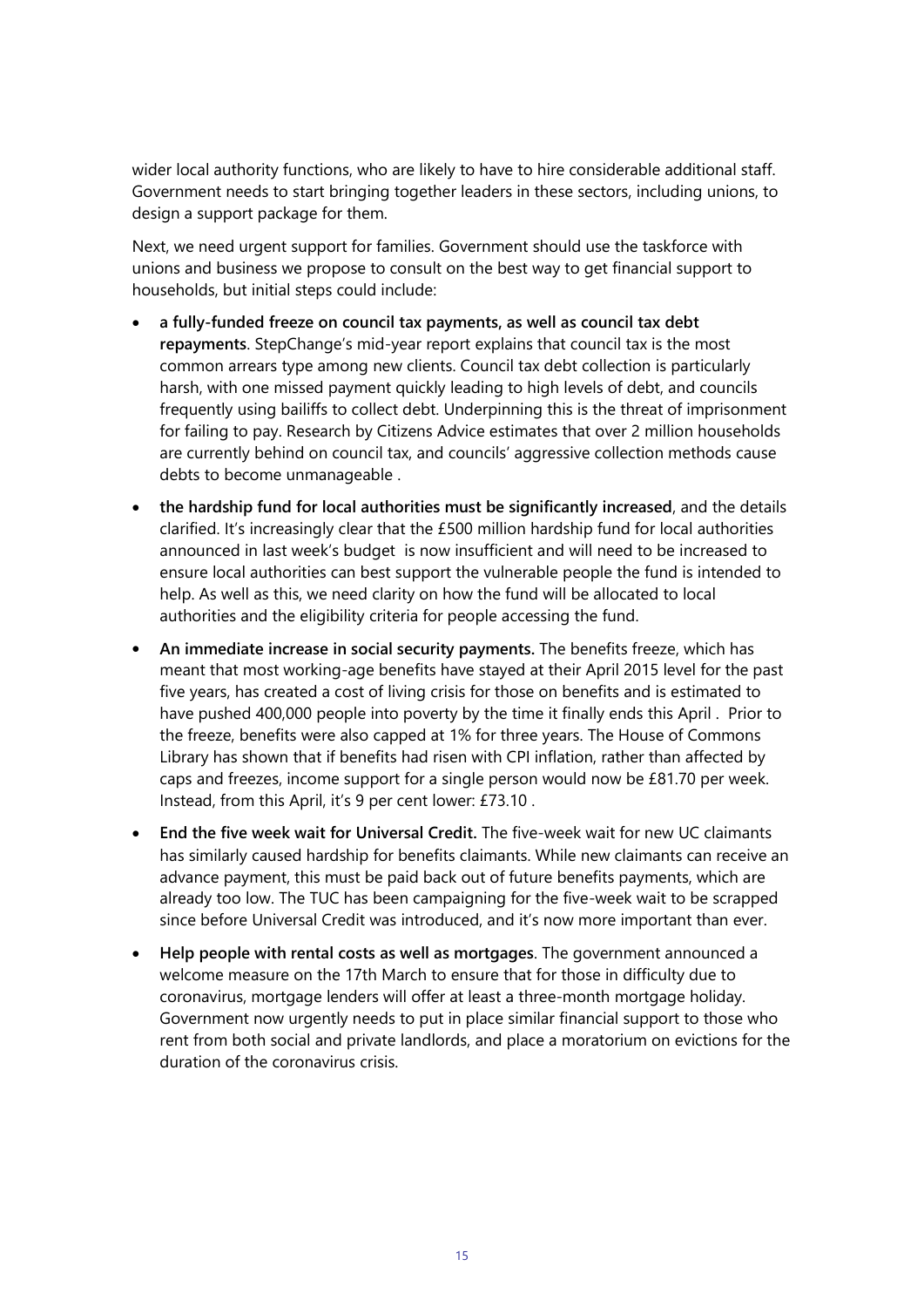wider local authority functions, who are likely to have to hire considerable additional staff. Government needs to start bringing together leaders in these sectors, including unions, to design a support package for them.

Next, we need urgent support for families. Government should use the taskforce with unions and business we propose to consult on the best way to get financial support to households, but initial steps could include:

- **a fully-funded freeze on council tax payments, as well as council tax debt repayments**. StepChange's mid-year report explains that council tax is the most common arrears type among new clients. Council tax debt collection is particularly harsh, with one missed payment quickly leading to high levels of debt, and councils frequently using bailiffs to collect debt. Underpinning this is the threat of imprisonment for failing to pay. Research by Citizens Advice estimates that over 2 million households are currently behind on council tax, and councils' aggressive collection methods cause debts to become unmanageable .
- **the hardship fund for local authorities must be significantly increased**, and the details clarified. It's increasingly clear that the £500 million hardship fund for local authorities announced in last week's budget is now insufficient and will need to be increased to ensure local authorities can best support the vulnerable people the fund is intended to help. As well as this, we need clarity on how the fund will be allocated to local authorities and the eligibility criteria for people accessing the fund.
- **An immediate increase in social security payments.** The benefits freeze, which has meant that most working-age benefits have stayed at their April 2015 level for the past five years, has created a cost of living crisis for those on benefits and is estimated to have pushed 400,000 people into poverty by the time it finally ends this April . Prior to the freeze, benefits were also capped at 1% for three years. The House of Commons Library has shown that if benefits had risen with CPI inflation, rather than affected by caps and freezes, income support for a single person would now be £81.70 per week. Instead, from this April, it's 9 per cent lower: £73.10 .
- **End the five week wait for Universal Credit.** The five-week wait for new UC claimants has similarly caused hardship for benefits claimants. While new claimants can receive an advance payment, this must be paid back out of future benefits payments, which are already too low. The TUC has been campaigning for the five-week wait to be scrapped since before Universal Credit was introduced, and it's now more important than ever.
- **Help people with rental costs as well as mortgages**. The government announced a welcome measure on the 17th March to ensure that for those in difficulty due to coronavirus, mortgage lenders will offer at least a three-month mortgage holiday. Government now urgently needs to put in place similar financial support to those who rent from both social and private landlords, and place a moratorium on evictions for the duration of the coronavirus crisis.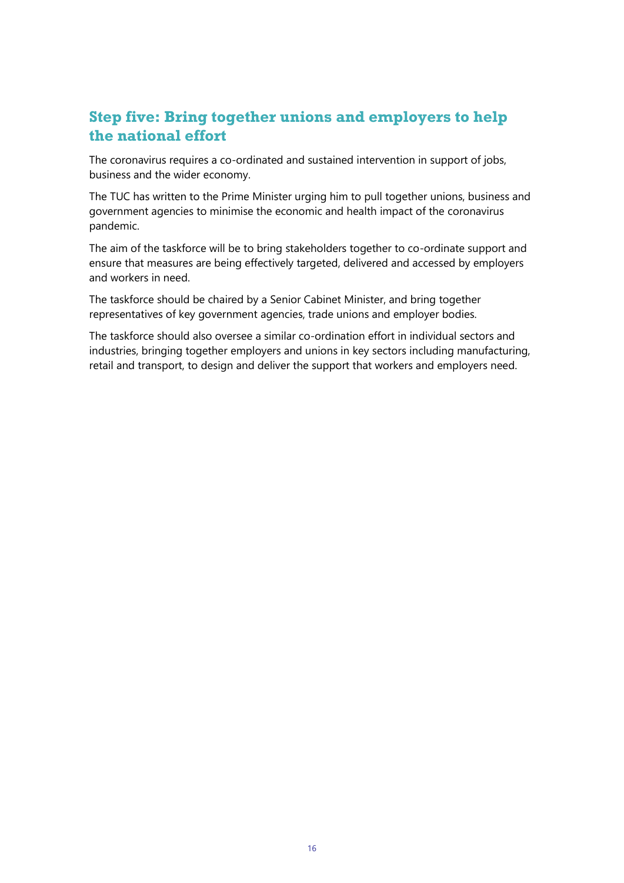## Step five: Bring together unions and employers to help the national effort

The coronavirus requires a co-ordinated and sustained intervention in support of jobs, business and the wider economy.

The TUC has written to the Prime Minister urging him to pull together unions, business and government agencies to minimise the economic and health impact of the coronavirus pandemic.

The aim of the taskforce will be to bring stakeholders together to co-ordinate support and ensure that measures are being effectively targeted, delivered and accessed by employers and workers in need.

The taskforce should be chaired by a Senior Cabinet Minister, and bring together representatives of key government agencies, trade unions and employer bodies.

The taskforce should also oversee a similar co-ordination effort in individual sectors and industries, bringing together employers and unions in key sectors including manufacturing, retail and transport, to design and deliver the support that workers and employers need.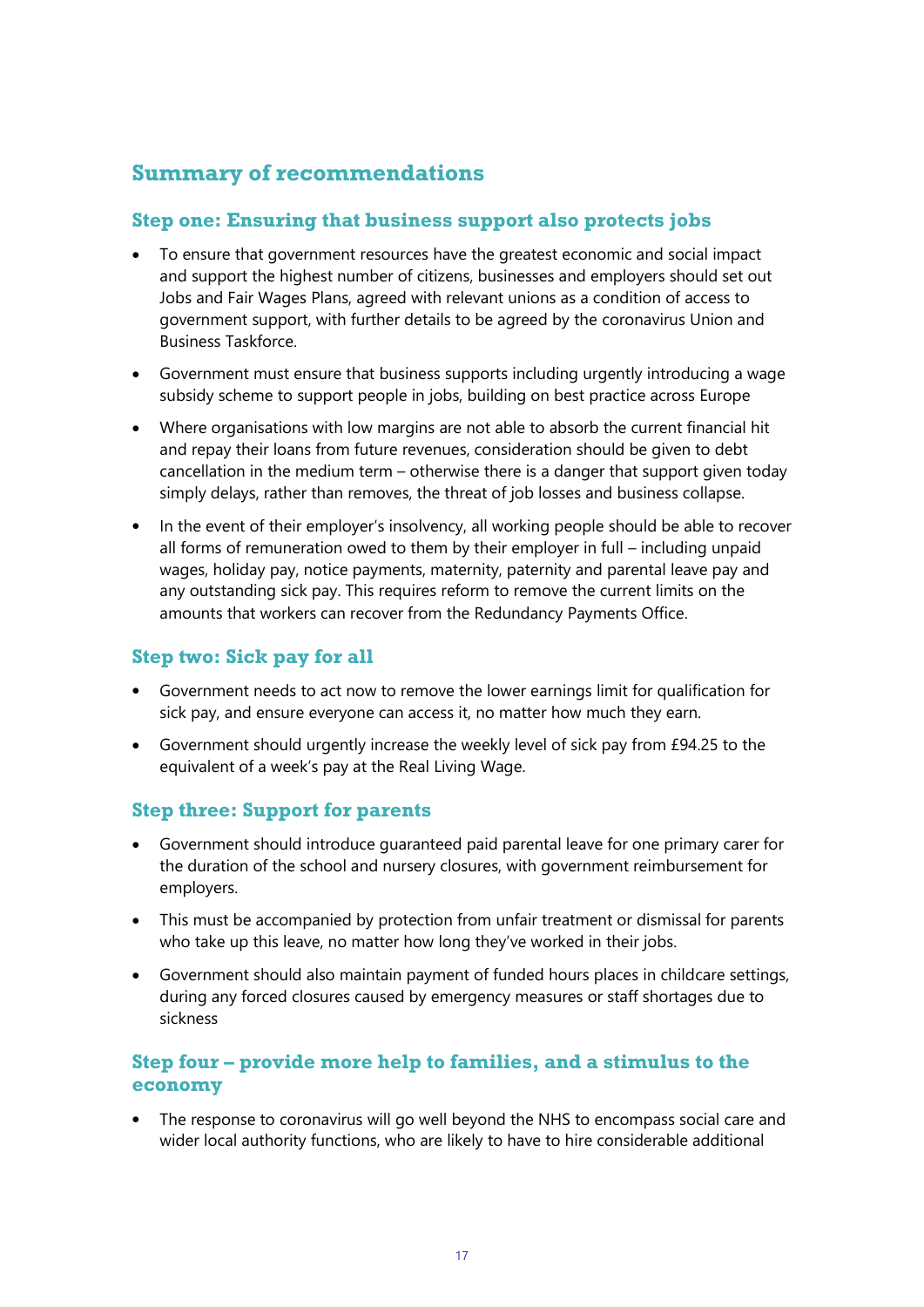## Summary of recommendations

### Step one: Ensuring that business support also protects jobs

- To ensure that government resources have the greatest economic and social impact and support the highest number of citizens, businesses and employers should set out Jobs and Fair Wages Plans, agreed with relevant unions as a condition of access to government support, with further details to be agreed by the coronavirus Union and Business Taskforce.
- Government must ensure that business supports including urgently introducing a wage subsidy scheme to support people in jobs, building on best practice across Europe
- Where organisations with low margins are not able to absorb the current financial hit and repay their loans from future revenues, consideration should be given to debt cancellation in the medium term – otherwise there is a danger that support given today simply delays, rather than removes, the threat of job losses and business collapse.
- In the event of their employer's insolvency, all working people should be able to recover all forms of remuneration owed to them by their employer in full – including unpaid wages, holiday pay, notice payments, maternity, paternity and parental leave pay and any outstanding sick pay. This requires reform to remove the current limits on the amounts that workers can recover from the Redundancy Payments Office.

### Step two: Sick pay for all

- Government needs to act now to remove the lower earnings limit for qualification for sick pay, and ensure everyone can access it, no matter how much they earn.
- Government should urgently increase the weekly level of sick pay from £94.25 to the equivalent of a week's pay at the Real Living Wage.

### Step three: Support for parents

- Government should introduce guaranteed paid parental leave for one primary carer for the duration of the school and nursery closures, with government reimbursement for employers.
- This must be accompanied by protection from unfair treatment or dismissal for parents who take up this leave, no matter how long they've worked in their jobs.
- Government should also maintain payment of funded hours places in childcare settings, during any forced closures caused by emergency measures or staff shortages due to sickness

### Step four – provide more help to families, and a stimulus to the economy

- The response to coronavirus will go well beyond the NHS to encompass social care and wider local authority functions, who are likely to have to hire considerable additional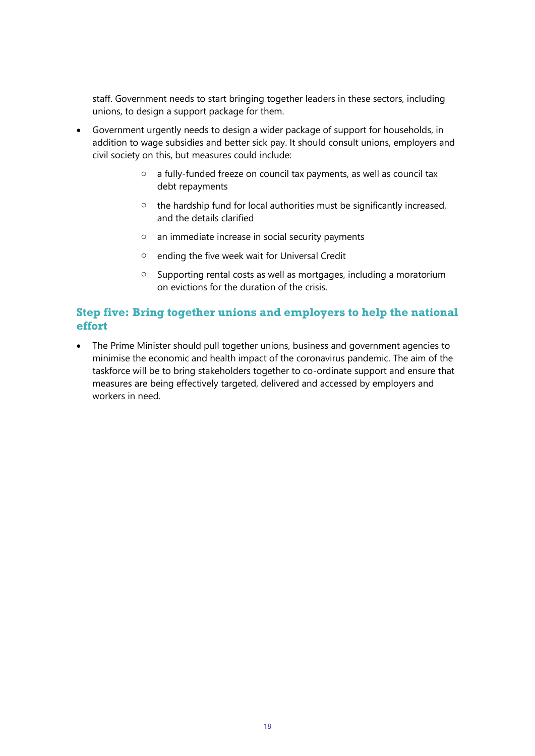staff. Government needs to start bringing together leaders in these sectors, including unions, to design a support package for them.

- Government urgently needs to design a wider package of support for households, in addition to wage subsidies and better sick pay. It should consult unions, employers and civil society on this, but measures could include:
  - a fully-funded freeze on council tax payments, as well as council tax debt repayments
  - the hardship fund for local authorities must be significantly increased, and the details clarified
  - an immediate increase in social security payments
  - ending the five week wait for Universal Credit
  - Supporting rental costs as well as mortgages, including a moratorium on evictions for the duration of the crisis.

## Step five: Bring together unions and employers to help the national effort

- The Prime Minister should pull together unions, business and government agencies to minimise the economic and health impact of the coronavirus pandemic. The aim of the taskforce will be to bring stakeholders together to co-ordinate support and ensure that measures are being effectively targeted, delivered and accessed by employers and workers in need.